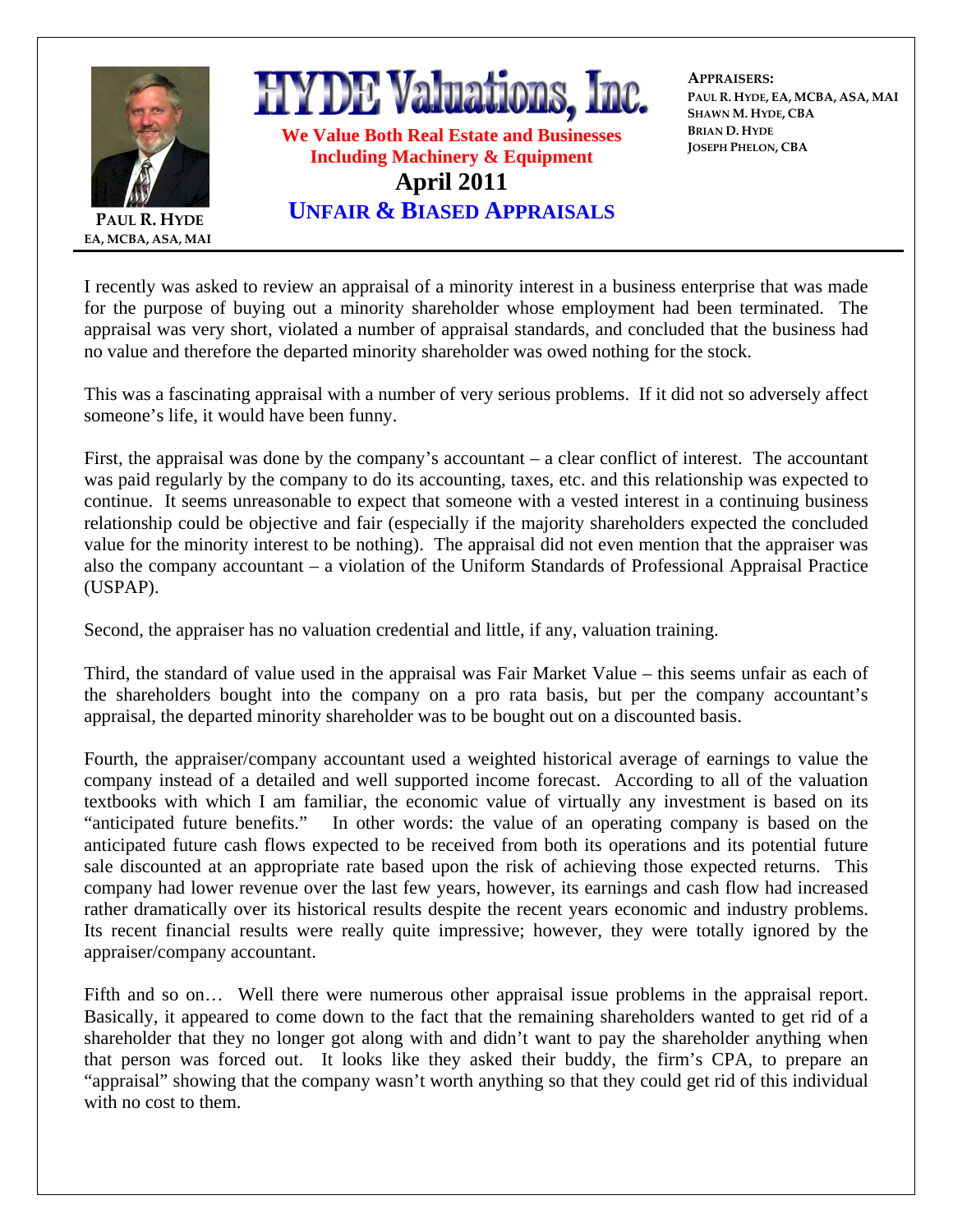**PAUL R. HYDE**
EA, MCBA, ASA, MAI

# HYDE Valuations, Inc.

**We Value Both Real Estate and Businesses**
**Including Machinery & Equipment**

**April 2011**

## UNFAIR & BIASED APPRAISALS

**APPRAISERS:**
PAUL R. HYDE, EA, MCBA, ASA, MAI
SHAWN M. HYDE, CBA
BRIAN D. HYDE
JOSEPH PHELON, CBA

I recently was asked to review an appraisal of a minority interest in a business enterprise that was made for the purpose of buying out a minority shareholder whose employment had been terminated. The appraisal was very short, violated a number of appraisal standards, and concluded that the business had no value and therefore the departed minority shareholder was owed nothing for the stock.

This was a fascinating appraisal with a number of very serious problems. If it did not so adversely affect someone's life, it would have been funny.

First, the appraisal was done by the company's accountant – a clear conflict of interest. The accountant was paid regularly by the company to do its accounting, taxes, etc. and this relationship was expected to continue. It seems unreasonable to expect that someone with a vested interest in a continuing business relationship could be objective and fair (especially if the majority shareholders expected the concluded value for the minority interest to be nothing). The appraisal did not even mention that the appraiser was also the company accountant – a violation of the Uniform Standards of Professional Appraisal Practice (USPAP).

Second, the appraiser has no valuation credential and little, if any, valuation training.

Third, the standard of value used in the appraisal was Fair Market Value – this seems unfair as each of the shareholders bought into the company on a pro rata basis, but per the company accountant's appraisal, the departed minority shareholder was to be bought out on a discounted basis.

Fourth, the appraiser/company accountant used a weighted historical average of earnings to value the company instead of a detailed and well supported income forecast. According to all of the valuation textbooks with which I am familiar, the economic value of virtually any investment is based on its "anticipated future benefits." In other words: the value of an operating company is based on the anticipated future cash flows expected to be received from both its operations and its potential future sale discounted at an appropriate rate based upon the risk of achieving those expected returns. This company had lower revenue over the last few years, however, its earnings and cash flow had increased rather dramatically over its historical results despite the recent years economic and industry problems. Its recent financial results were really quite impressive; however, they were totally ignored by the appraiser/company accountant.

Fifth and so on… Well there were numerous other appraisal issue problems in the appraisal report. Basically, it appeared to come down to the fact that the remaining shareholders wanted to get rid of a shareholder that they no longer got along with and didn't want to pay the shareholder anything when that person was forced out. It looks like they asked their buddy, the firm's CPA, to prepare an "appraisal" showing that the company wasn't worth anything so that they could get rid of this individual with no cost to them.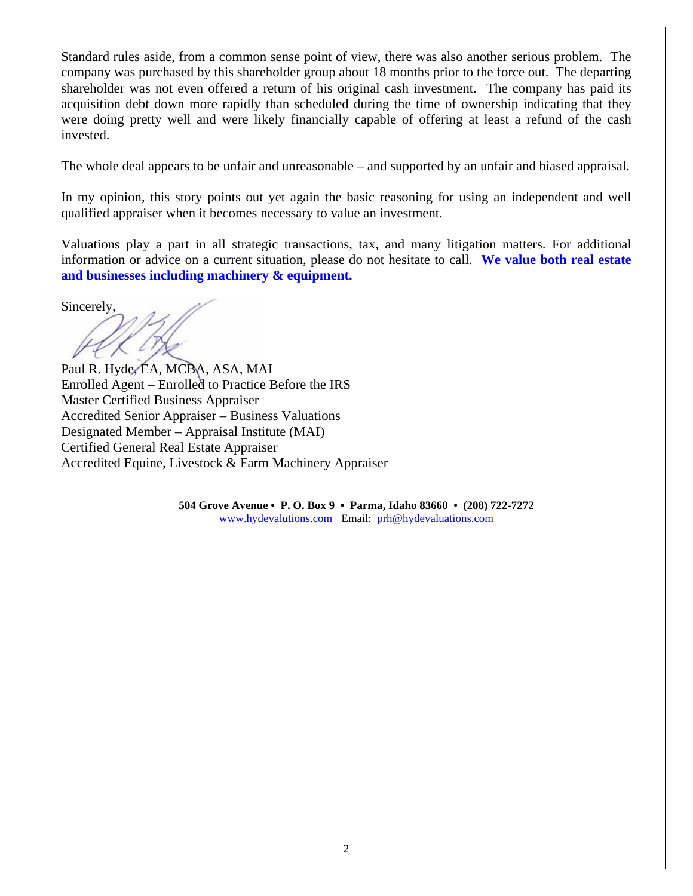Standard rules aside, from a common sense point of view, there was also another serious problem. The company was purchased by this shareholder group about 18 months prior to the force out. The departing shareholder was not even offered a return of his original cash investment. The company has paid its acquisition debt down more rapidly than scheduled during the time of ownership indicating that they were doing pretty well and were likely financially capable of offering at least a refund of the cash invested.

The whole deal appears to be unfair and unreasonable – and supported by an unfair and biased appraisal.

In my opinion, this story points out yet again the basic reasoning for using an independent and well qualified appraiser when it becomes necessary to value an investment.

Valuations play a part in all strategic transactions, tax, and many litigation matters. For additional information or advice on a current situation, please do not hesitate to call. **We value both real estate and businesses including machinery & equipment.**

Sincerely,

Paul R. Hyde, EA, MCBA, ASA, MAI
Enrolled Agent – Enrolled to Practice Before the IRS
Master Certified Business Appraiser
Accredited Senior Appraiser – Business Valuations
Designated Member – Appraisal Institute (MAI)
Certified General Real Estate Appraiser
Accredited Equine, Livestock & Farm Machinery Appraiser

**504 Grove Avenue • P. O. Box 9 • Parma, Idaho 83660 • (208) 722-7272**
www.hydevalutions.com Email: prh@hydevaluations.com